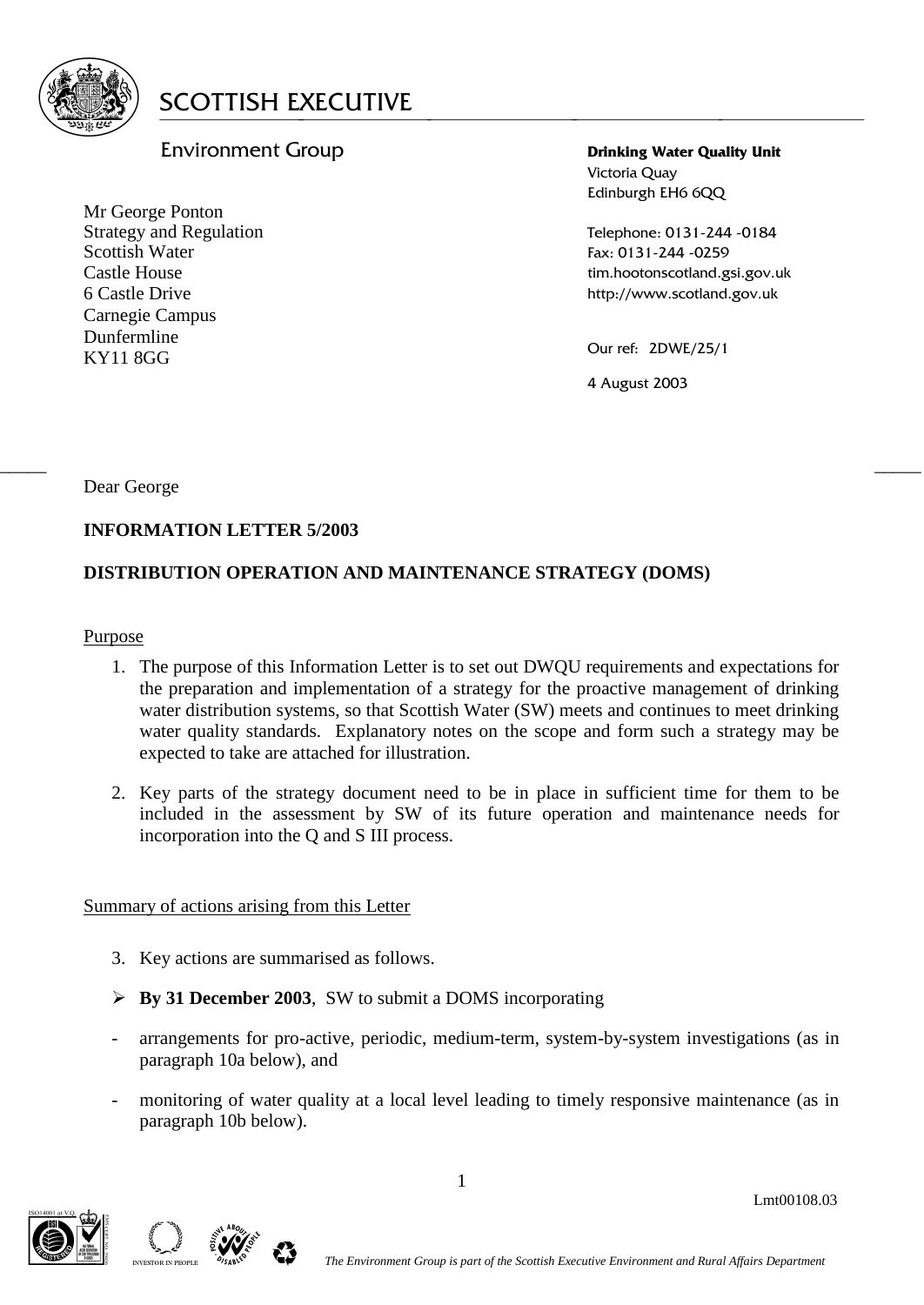# SCOTTISH EXECUTIVE

Environment Group

**Drinking Water Quality Unit**
Victoria Quay
Edinburgh EH6 6QQ

Telephone: 0131-244 -0184
Fax: 0131-244 -0259
tim.hootonscotland.gsi.gov.uk
http://www.scotland.gov.uk

Our ref: 2DWE/25/1

4 August 2003

Mr George Ponton
Strategy and Regulation
Scottish Water
Castle House
6 Castle Drive
Carnegie Campus
Dunfermline
KY11 8GG

Dear George

**INFORMATION LETTER 5/2003**

**DISTRIBUTION OPERATION AND MAINTENANCE STRATEGY (DOMS)**

Purpose

1. The purpose of this Information Letter is to set out DWQU requirements and expectations for the preparation and implementation of a strategy for the proactive management of drinking water distribution systems, so that Scottish Water (SW) meets and continues to meet drinking water quality standards. Explanatory notes on the scope and form such a strategy may be expected to take are attached for illustration.

2. Key parts of the strategy document need to be in place in sufficient time for them to be included in the assessment by SW of its future operation and maintenance needs for incorporation into the Q and S III process.

Summary of actions arising from this Letter

3. Key actions are summarised as follows.

- **By 31 December 2003**, SW to submit a DOMS incorporating
  - arrangements for pro-active, periodic, medium-term, system-by-system investigations (as in paragraph 10a below), and
  - monitoring of water quality at a local level leading to timely responsive maintenance (as in paragraph 10b below).

Lmt00108.03

*The Environment Group is part of the Scottish Executive Environment and Rural Affairs Department*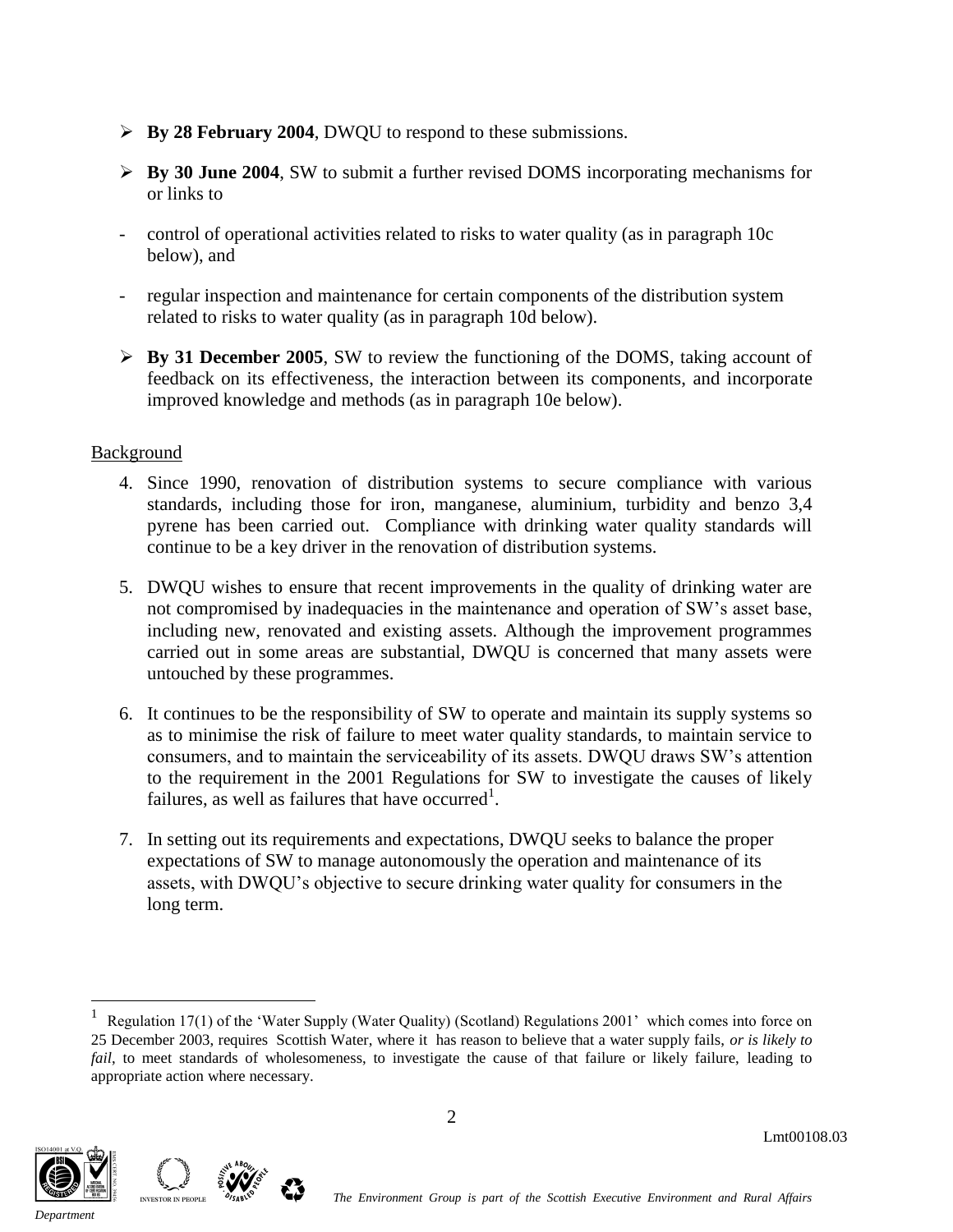- **By 28 February 2004**, DWQU to respond to these submissions.

- **By 30 June 2004**, SW to submit a further revised DOMS incorporating mechanisms for or links to

  - control of operational activities related to risks to water quality (as in paragraph 10c below), and

  - regular inspection and maintenance for certain components of the distribution system related to risks to water quality (as in paragraph 10d below).

- **By 31 December 2005**, SW to review the functioning of the DOMS, taking account of feedback on its effectiveness, the interaction between its components, and incorporate improved knowledge and methods (as in paragraph 10e below).

<u>Background</u>

4. Since 1990, renovation of distribution systems to secure compliance with various standards, including those for iron, manganese, aluminium, turbidity and benzo 3,4 pyrene has been carried out. Compliance with drinking water quality standards will continue to be a key driver in the renovation of distribution systems.

5. DWQU wishes to ensure that recent improvements in the quality of drinking water are not compromised by inadequacies in the maintenance and operation of SW's asset base, including new, renovated and existing assets. Although the improvement programmes carried out in some areas are substantial, DWQU is concerned that many assets were untouched by these programmes.

6. It continues to be the responsibility of SW to operate and maintain its supply systems so as to minimise the risk of failure to meet water quality standards, to maintain service to consumers, and to maintain the serviceability of its assets. DWQU draws SW's attention to the requirement in the 2001 Regulations for SW to investigate the causes of likely failures, as well as failures that have occurred[1].

7. In setting out its requirements and expectations, DWQU seeks to balance the proper expectations of SW to manage autonomously the operation and maintenance of its assets, with DWQU's objective to secure drinking water quality for consumers in the long term.

---

[1] Regulation 17(1) of the 'Water Supply (Water Quality) (Scotland) Regulations 2001' which comes into force on 25 December 2003, requires Scottish Water, where it has reason to believe that a water supply fails, *or is likely to fail*, to meet standards of wholesomeness, to investigate the cause of that failure or likely failure, leading to appropriate action where necessary.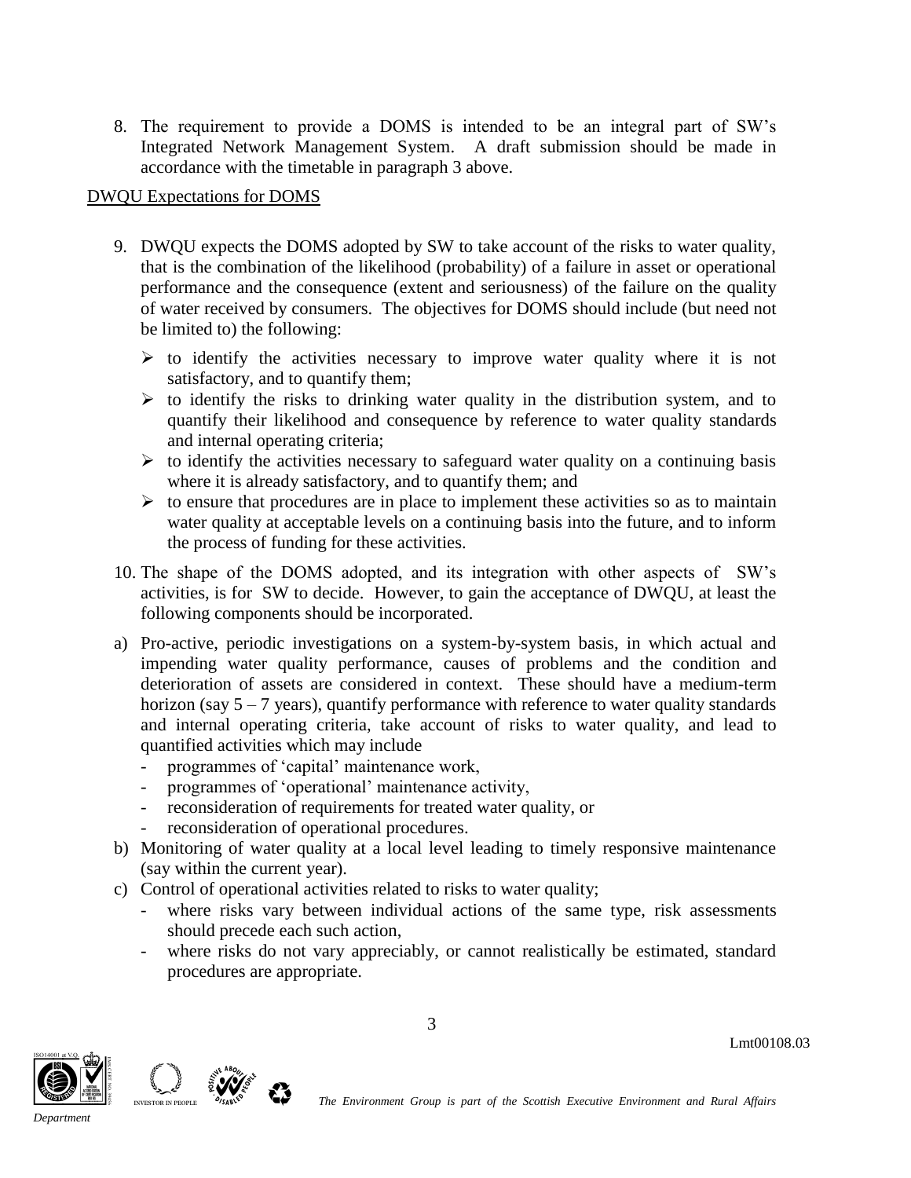8. The requirement to provide a DOMS is intended to be an integral part of SW's Integrated Network Management System. A draft submission should be made in accordance with the timetable in paragraph 3 above.

<u>DWQU Expectations for DOMS</u>

9. DWQU expects the DOMS adopted by SW to take account of the risks to water quality, that is the combination of the likelihood (probability) of a failure in asset or operational performance and the consequence (extent and seriousness) of the failure on the quality of water received by consumers. The objectives for DOMS should include (but need not be limited to) the following:

   - to identify the activities necessary to improve water quality where it is not satisfactory, and to quantify them;
   - to identify the risks to drinking water quality in the distribution system, and to quantify their likelihood and consequence by reference to water quality standards and internal operating criteria;
   - to identify the activities necessary to safeguard water quality on a continuing basis where it is already satisfactory, and to quantify them; and
   - to ensure that procedures are in place to implement these activities so as to maintain water quality at acceptable levels on a continuing basis into the future, and to inform the process of funding for these activities.

10. The shape of the DOMS adopted, and its integration with other aspects of SW's activities, is for SW to decide. However, to gain the acceptance of DWQU, at least the following components should be incorporated.

a) Pro-active, periodic investigations on a system-by-system basis, in which actual and impending water quality performance, causes of problems and the condition and deterioration of assets are considered in context. These should have a medium-term horizon (say 5 – 7 years), quantify performance with reference to water quality standards and internal operating criteria, take account of risks to water quality, and lead to quantified activities which may include
   - programmes of 'capital' maintenance work,
   - programmes of 'operational' maintenance activity,
   - reconsideration of requirements for treated water quality, or
   - reconsideration of operational procedures.

b) Monitoring of water quality at a local level leading to timely responsive maintenance (say within the current year).

c) Control of operational activities related to risks to water quality;
   - where risks vary between individual actions of the same type, risk assessments should precede each such action,
   - where risks do not vary appreciably, or cannot realistically be estimated, standard procedures are appropriate.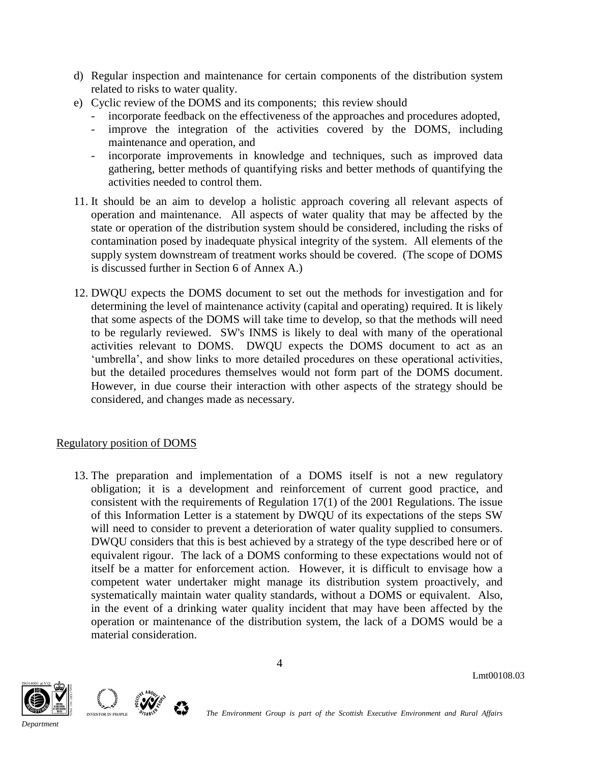d) Regular inspection and maintenance for certain components of the distribution system related to risks to water quality.

e) Cyclic review of the DOMS and its components; this review should
   - incorporate feedback on the effectiveness of the approaches and procedures adopted,
   - improve the integration of the activities covered by the DOMS, including maintenance and operation, and
   - incorporate improvements in knowledge and techniques, such as improved data gathering, better methods of quantifying risks and better methods of quantifying the activities needed to control them.

11. It should be an aim to develop a holistic approach covering all relevant aspects of operation and maintenance. All aspects of water quality that may be affected by the state or operation of the distribution system should be considered, including the risks of contamination posed by inadequate physical integrity of the system. All elements of the supply system downstream of treatment works should be covered. (The scope of DOMS is discussed further in Section 6 of Annex A.)

12. DWQU expects the DOMS document to set out the methods for investigation and for determining the level of maintenance activity (capital and operating) required. It is likely that some aspects of the DOMS will take time to develop, so that the methods will need to be regularly reviewed. SW's INMS is likely to deal with many of the operational activities relevant to DOMS. DWQU expects the DOMS document to act as an 'umbrella', and show links to more detailed procedures on these operational activities, but the detailed procedures themselves would not form part of the DOMS document. However, in due course their interaction with other aspects of the strategy should be considered, and changes made as necessary.

## Regulatory position of DOMS

13. The preparation and implementation of a DOMS itself is not a new regulatory obligation; it is a development and reinforcement of current good practice, and consistent with the requirements of Regulation 17(1) of the 2001 Regulations. The issue of this Information Letter is a statement by DWQU of its expectations of the steps SW will need to consider to prevent a deterioration of water quality supplied to consumers. DWQU considers that this is best achieved by a strategy of the type described here or of equivalent rigour. The lack of a DOMS conforming to these expectations would not of itself be a matter for enforcement action. However, it is difficult to envisage how a competent water undertaker might manage its distribution system proactively, and systematically maintain water quality standards, without a DOMS or equivalent. Also, in the event of a drinking water quality incident that may have been affected by the operation or maintenance of the distribution system, the lack of a DOMS would be a material consideration.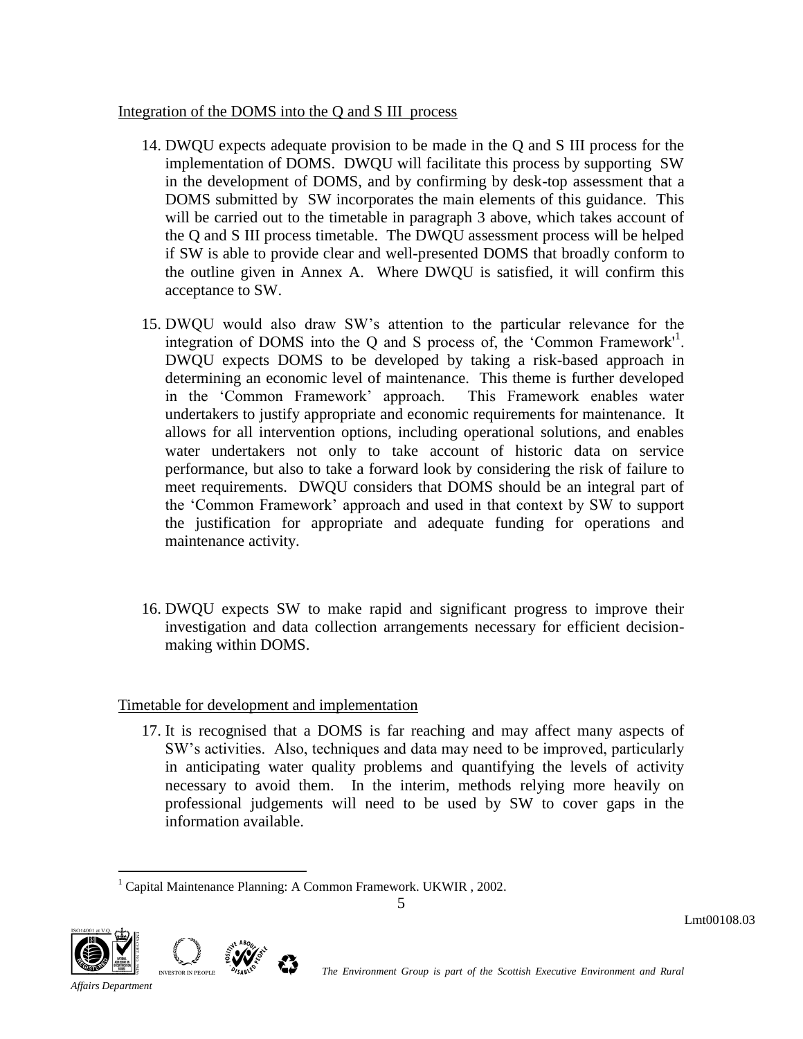Integration of the DOMS into the Q and S III process

14. DWQU expects adequate provision to be made in the Q and S III process for the implementation of DOMS. DWQU will facilitate this process by supporting SW in the development of DOMS, and by confirming by desk-top assessment that a DOMS submitted by SW incorporates the main elements of this guidance. This will be carried out to the timetable in paragraph 3 above, which takes account of the Q and S III process timetable. The DWQU assessment process will be helped if SW is able to provide clear and well-presented DOMS that broadly conform to the outline given in Annex A. Where DWQU is satisfied, it will confirm this acceptance to SW.

15. DWQU would also draw SW's attention to the particular relevance for the integration of DOMS into the Q and S process of, the 'Common Framework'[1]. DWQU expects DOMS to be developed by taking a risk-based approach in determining an economic level of maintenance. This theme is further developed in the 'Common Framework' approach. This Framework enables water undertakers to justify appropriate and economic requirements for maintenance. It allows for all intervention options, including operational solutions, and enables water undertakers not only to take account of historic data on service performance, but also to take a forward look by considering the risk of failure to meet requirements. DWQU considers that DOMS should be an integral part of the 'Common Framework' approach and used in that context by SW to support the justification for appropriate and adequate funding for operations and maintenance activity.

16. DWQU expects SW to make rapid and significant progress to improve their investigation and data collection arrangements necessary for efficient decision-making within DOMS.

Timetable for development and implementation

17. It is recognised that a DOMS is far reaching and may affect many aspects of SW's activities. Also, techniques and data may need to be improved, particularly in anticipating water quality problems and quantifying the levels of activity necessary to avoid them. In the interim, methods relying more heavily on professional judgements will need to be used by SW to cover gaps in the information available.

[1] Capital Maintenance Planning: A Common Framework. UKWIR , 2002.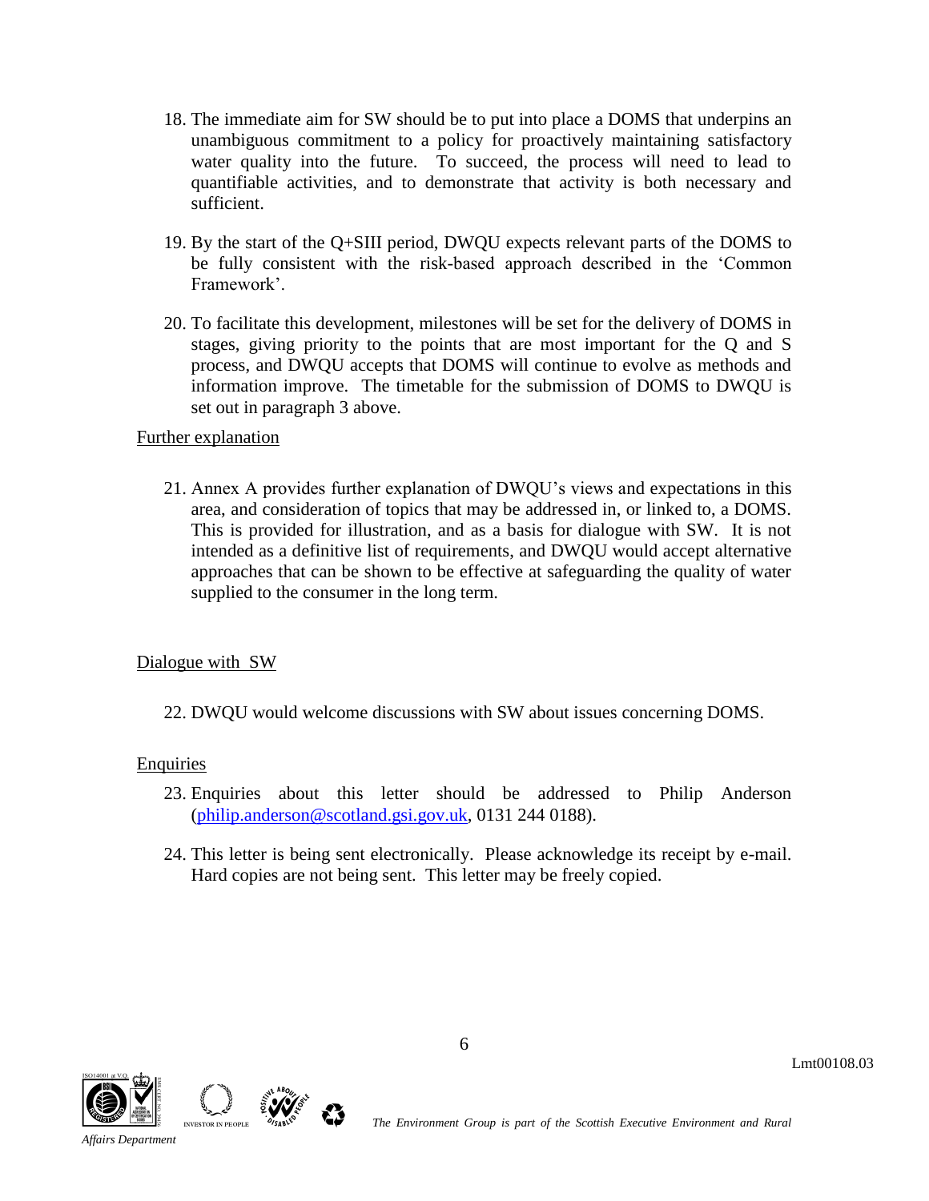18. The immediate aim for SW should be to put into place a DOMS that underpins an unambiguous commitment to a policy for proactively maintaining satisfactory water quality into the future. To succeed, the process will need to lead to quantifiable activities, and to demonstrate that activity is both necessary and sufficient.

19. By the start of the Q+SIII period, DWQU expects relevant parts of the DOMS to be fully consistent with the risk-based approach described in the 'Common Framework'.

20. To facilitate this development, milestones will be set for the delivery of DOMS in stages, giving priority to the points that are most important for the Q and S process, and DWQU accepts that DOMS will continue to evolve as methods and information improve. The timetable for the submission of DOMS to DWQU is set out in paragraph 3 above.

Further explanation

21. Annex A provides further explanation of DWQU's views and expectations in this area, and consideration of topics that may be addressed in, or linked to, a DOMS. This is provided for illustration, and as a basis for dialogue with SW. It is not intended as a definitive list of requirements, and DWQU would accept alternative approaches that can be shown to be effective at safeguarding the quality of water supplied to the consumer in the long term.

Dialogue with SW

22. DWQU would welcome discussions with SW about issues concerning DOMS.

Enquiries

23. Enquiries about this letter should be addressed to Philip Anderson (philip.anderson@scotland.gsi.gov.uk, 0131 244 0188).

24. This letter is being sent electronically. Please acknowledge its receipt by e-mail. Hard copies are not being sent. This letter may be freely copied.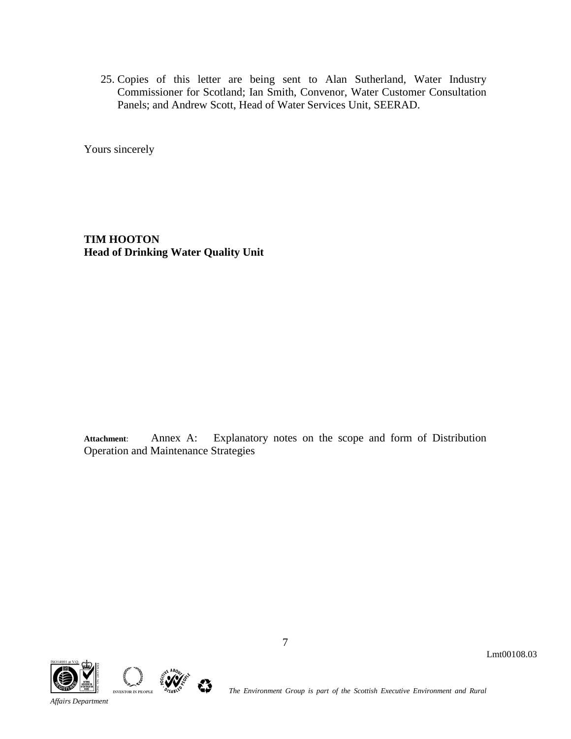25. Copies of this letter are being sent to Alan Sutherland, Water Industry Commissioner for Scotland; Ian Smith, Convenor, Water Customer Consultation Panels; and Andrew Scott, Head of Water Services Unit, SEERAD.

Yours sincerely

**TIM HOOTON**
**Head of Drinking Water Quality Unit**

**Attachment**: Annex A: Explanatory notes on the scope and form of Distribution Operation and Maintenance Strategies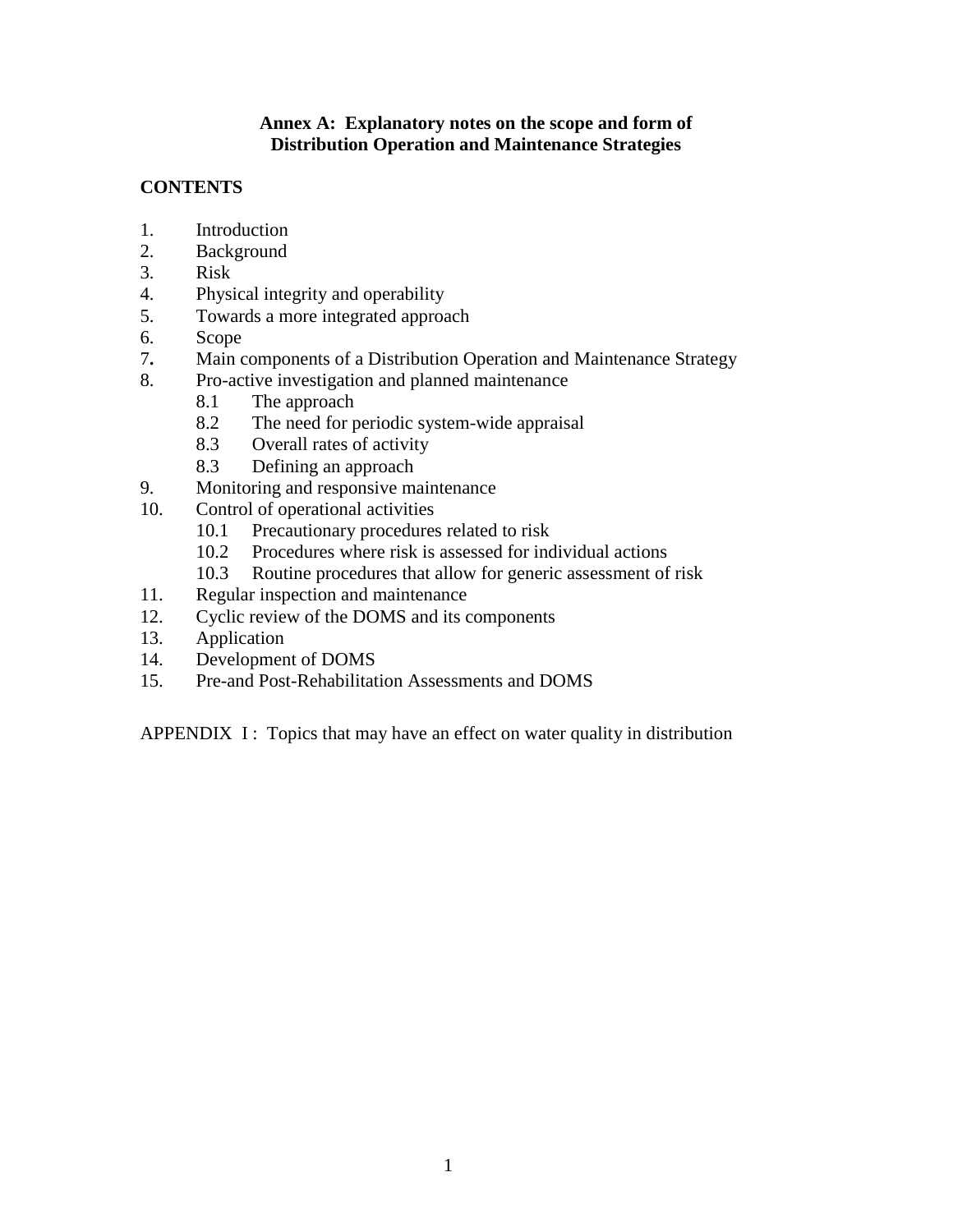**Annex A: Explanatory notes on the scope and form of Distribution Operation and Maintenance Strategies**

**CONTENTS**

1. Introduction
2. Background
3. Risk
4. Physical integrity and operability
5. Towards a more integrated approach
6. Scope
7. Main components of a Distribution Operation and Maintenance Strategy
8. Pro-active investigation and planned maintenance
    - 8.1 The approach
    - 8.2 The need for periodic system-wide appraisal
    - 8.3 Overall rates of activity
    - 8.3 Defining an approach
9. Monitoring and responsive maintenance
10. Control of operational activities
    - 10.1 Precautionary procedures related to risk
    - 10.2 Procedures where risk is assessed for individual actions
    - 10.3 Routine procedures that allow for generic assessment of risk
11. Regular inspection and maintenance
12. Cyclic review of the DOMS and its components
13. Application
14. Development of DOMS
15. Pre-and Post-Rehabilitation Assessments and DOMS

APPENDIX I : Topics that may have an effect on water quality in distribution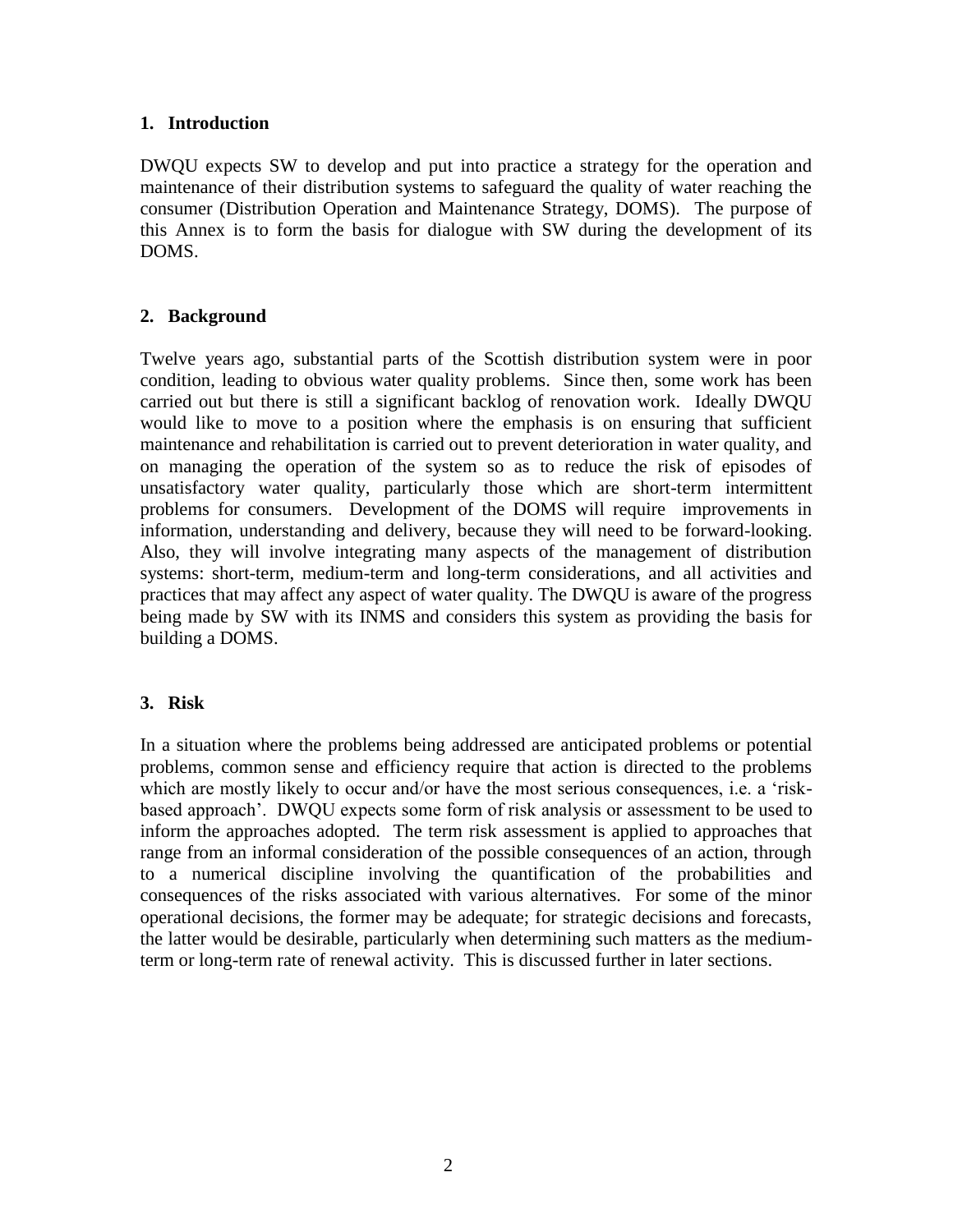## 1. Introduction

DWQU expects SW to develop and put into practice a strategy for the operation and maintenance of their distribution systems to safeguard the quality of water reaching the consumer (Distribution Operation and Maintenance Strategy, DOMS). The purpose of this Annex is to form the basis for dialogue with SW during the development of its DOMS.

## 2. Background

Twelve years ago, substantial parts of the Scottish distribution system were in poor condition, leading to obvious water quality problems. Since then, some work has been carried out but there is still a significant backlog of renovation work. Ideally DWQU would like to move to a position where the emphasis is on ensuring that sufficient maintenance and rehabilitation is carried out to prevent deterioration in water quality, and on managing the operation of the system so as to reduce the risk of episodes of unsatisfactory water quality, particularly those which are short-term intermittent problems for consumers. Development of the DOMS will require improvements in information, understanding and delivery, because they will need to be forward-looking. Also, they will involve integrating many aspects of the management of distribution systems: short-term, medium-term and long-term considerations, and all activities and practices that may affect any aspect of water quality. The DWQU is aware of the progress being made by SW with its INMS and considers this system as providing the basis for building a DOMS.

## 3. Risk

In a situation where the problems being addressed are anticipated problems or potential problems, common sense and efficiency require that action is directed to the problems which are mostly likely to occur and/or have the most serious consequences, i.e. a 'risk-based approach'. DWQU expects some form of risk analysis or assessment to be used to inform the approaches adopted. The term risk assessment is applied to approaches that range from an informal consideration of the possible consequences of an action, through to a numerical discipline involving the quantification of the probabilities and consequences of the risks associated with various alternatives. For some of the minor operational decisions, the former may be adequate; for strategic decisions and forecasts, the latter would be desirable, particularly when determining such matters as the medium-term or long-term rate of renewal activity. This is discussed further in later sections.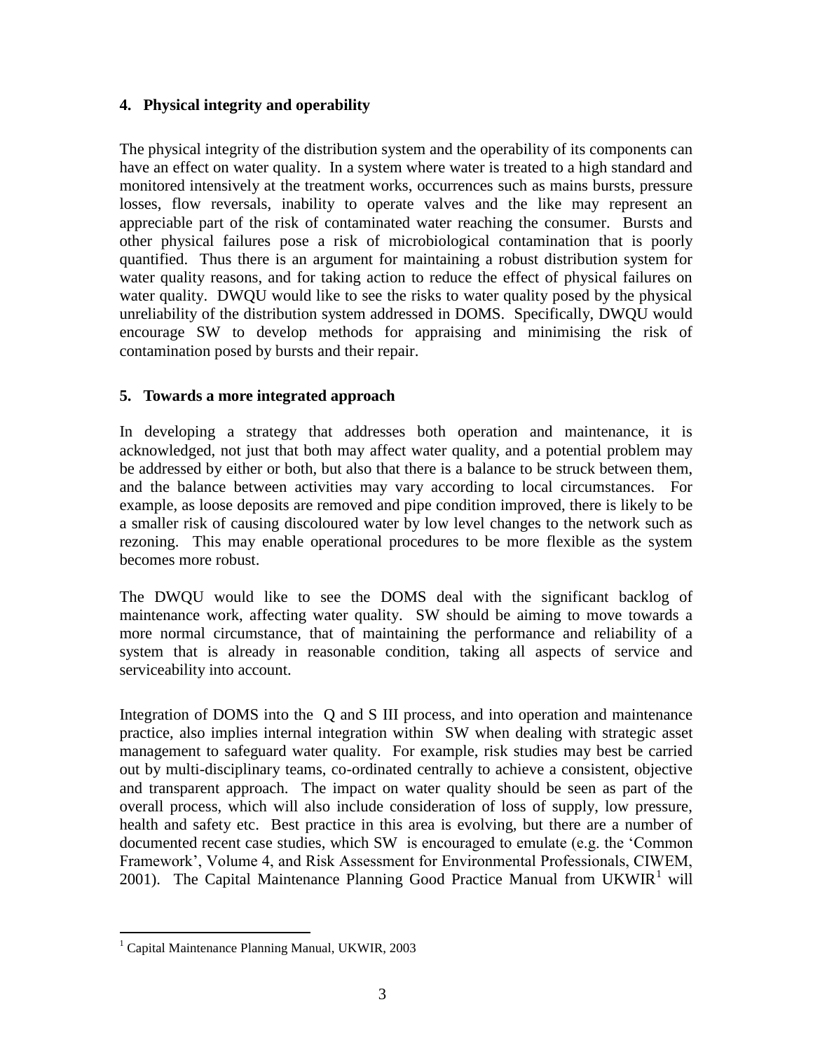## 4. Physical integrity and operability

The physical integrity of the distribution system and the operability of its components can have an effect on water quality. In a system where water is treated to a high standard and monitored intensively at the treatment works, occurrences such as mains bursts, pressure losses, flow reversals, inability to operate valves and the like may represent an appreciable part of the risk of contaminated water reaching the consumer. Bursts and other physical failures pose a risk of microbiological contamination that is poorly quantified. Thus there is an argument for maintaining a robust distribution system for water quality reasons, and for taking action to reduce the effect of physical failures on water quality. DWQU would like to see the risks to water quality posed by the physical unreliability of the distribution system addressed in DOMS. Specifically, DWQU would encourage SW to develop methods for appraising and minimising the risk of contamination posed by bursts and their repair.

## 5. Towards a more integrated approach

In developing a strategy that addresses both operation and maintenance, it is acknowledged, not just that both may affect water quality, and a potential problem may be addressed by either or both, but also that there is a balance to be struck between them, and the balance between activities may vary according to local circumstances. For example, as loose deposits are removed and pipe condition improved, there is likely to be a smaller risk of causing discoloured water by low level changes to the network such as rezoning. This may enable operational procedures to be more flexible as the system becomes more robust.

The DWQU would like to see the DOMS deal with the significant backlog of maintenance work, affecting water quality. SW should be aiming to move towards a more normal circumstance, that of maintaining the performance and reliability of a system that is already in reasonable condition, taking all aspects of service and serviceability into account.

Integration of DOMS into the Q and S III process, and into operation and maintenance practice, also implies internal integration within SW when dealing with strategic asset management to safeguard water quality. For example, risk studies may best be carried out by multi-disciplinary teams, co-ordinated centrally to achieve a consistent, objective and transparent approach. The impact on water quality should be seen as part of the overall process, which will also include consideration of loss of supply, low pressure, health and safety etc. Best practice in this area is evolving, but there are a number of documented recent case studies, which SW is encouraged to emulate (e.g. the 'Common Framework', Volume 4, and Risk Assessment for Environmental Professionals, CIWEM, 2001). The Capital Maintenance Planning Good Practice Manual from UKWIR[1] will

[1] Capital Maintenance Planning Manual, UKWIR, 2003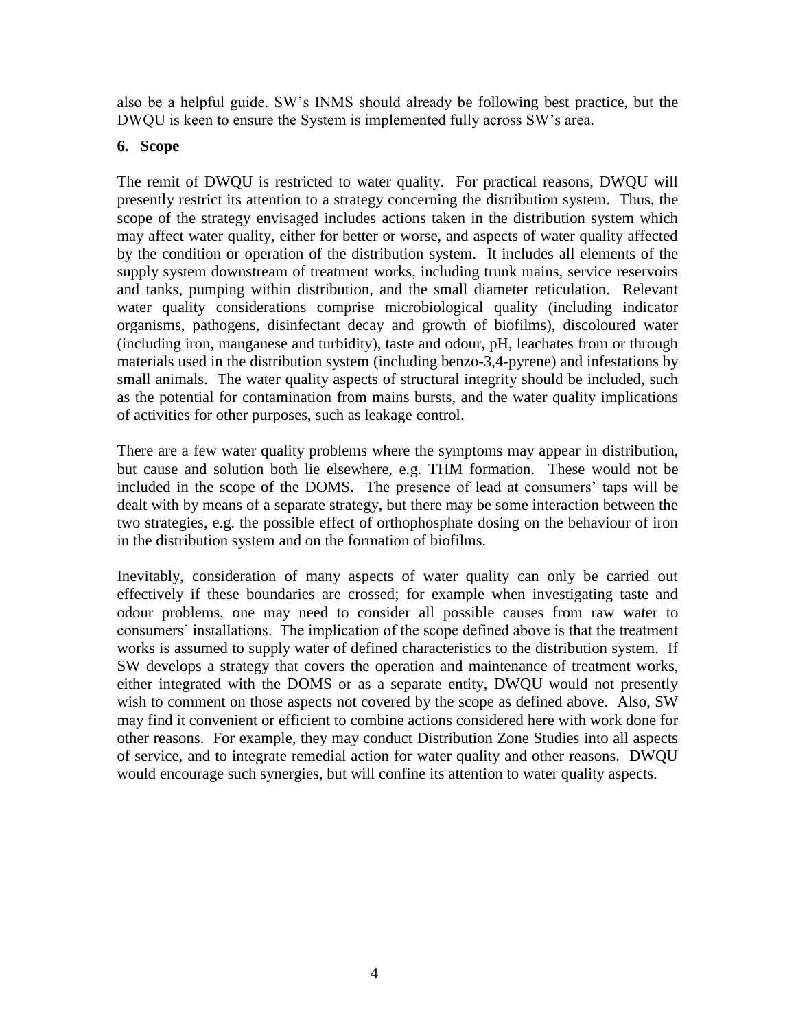also be a helpful guide. SW's INMS should already be following best practice, but the DWQU is keen to ensure the System is implemented fully across SW's area.

## 6. Scope

The remit of DWQU is restricted to water quality. For practical reasons, DWQU will presently restrict its attention to a strategy concerning the distribution system. Thus, the scope of the strategy envisaged includes actions taken in the distribution system which may affect water quality, either for better or worse, and aspects of water quality affected by the condition or operation of the distribution system. It includes all elements of the supply system downstream of treatment works, including trunk mains, service reservoirs and tanks, pumping within distribution, and the small diameter reticulation. Relevant water quality considerations comprise microbiological quality (including indicator organisms, pathogens, disinfectant decay and growth of biofilms), discoloured water (including iron, manganese and turbidity), taste and odour, pH, leachates from or through materials used in the distribution system (including benzo-3,4-pyrene) and infestations by small animals. The water quality aspects of structural integrity should be included, such as the potential for contamination from mains bursts, and the water quality implications of activities for other purposes, such as leakage control.

There are a few water quality problems where the symptoms may appear in distribution, but cause and solution both lie elsewhere, e.g. THM formation. These would not be included in the scope of the DOMS. The presence of lead at consumers' taps will be dealt with by means of a separate strategy, but there may be some interaction between the two strategies, e.g. the possible effect of orthophosphate dosing on the behaviour of iron in the distribution system and on the formation of biofilms.

Inevitably, consideration of many aspects of water quality can only be carried out effectively if these boundaries are crossed; for example when investigating taste and odour problems, one may need to consider all possible causes from raw water to consumers' installations. The implication of the scope defined above is that the treatment works is assumed to supply water of defined characteristics to the distribution system. If SW develops a strategy that covers the operation and maintenance of treatment works, either integrated with the DOMS or as a separate entity, DWQU would not presently wish to comment on those aspects not covered by the scope as defined above. Also, SW may find it convenient or efficient to combine actions considered here with work done for other reasons. For example, they may conduct Distribution Zone Studies into all aspects of service, and to integrate remedial action for water quality and other reasons. DWQU would encourage such synergies, but will confine its attention to water quality aspects.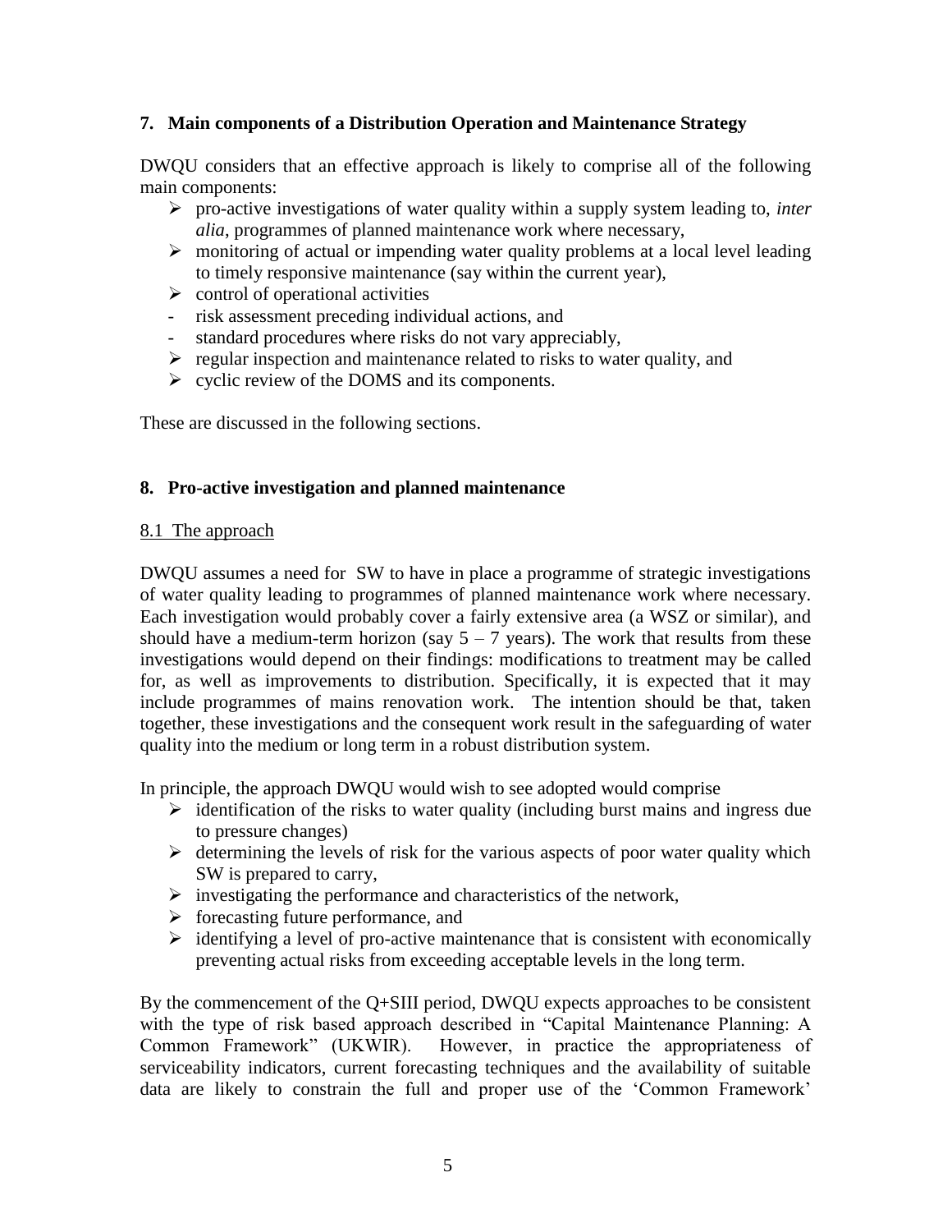## 7. Main components of a Distribution Operation and Maintenance Strategy

DWQU considers that an effective approach is likely to comprise all of the following main components:

- pro-active investigations of water quality within a supply system leading to, *inter alia*, programmes of planned maintenance work where necessary,
- monitoring of actual or impending water quality problems at a local level leading to timely responsive maintenance (say within the current year),
- control of operational activities
  - risk assessment preceding individual actions, and
  - standard procedures where risks do not vary appreciably,
- regular inspection and maintenance related to risks to water quality, and
- cyclic review of the DOMS and its components.

These are discussed in the following sections.

## 8. Pro-active investigation and planned maintenance

### 8.1 The approach

DWQU assumes a need for SW to have in place a programme of strategic investigations of water quality leading to programmes of planned maintenance work where necessary. Each investigation would probably cover a fairly extensive area (a WSZ or similar), and should have a medium-term horizon (say 5 – 7 years). The work that results from these investigations would depend on their findings: modifications to treatment may be called for, as well as improvements to distribution. Specifically, it is expected that it may include programmes of mains renovation work. The intention should be that, taken together, these investigations and the consequent work result in the safeguarding of water quality into the medium or long term in a robust distribution system.

In principle, the approach DWQU would wish to see adopted would comprise

- identification of the risks to water quality (including burst mains and ingress due to pressure changes)
- determining the levels of risk for the various aspects of poor water quality which SW is prepared to carry,
- investigating the performance and characteristics of the network,
- forecasting future performance, and
- identifying a level of pro-active maintenance that is consistent with economically preventing actual risks from exceeding acceptable levels in the long term.

By the commencement of the Q+SIII period, DWQU expects approaches to be consistent with the type of risk based approach described in "Capital Maintenance Planning: A Common Framework" (UKWIR). However, in practice the appropriateness of serviceability indicators, current forecasting techniques and the availability of suitable data are likely to constrain the full and proper use of the 'Common Framework'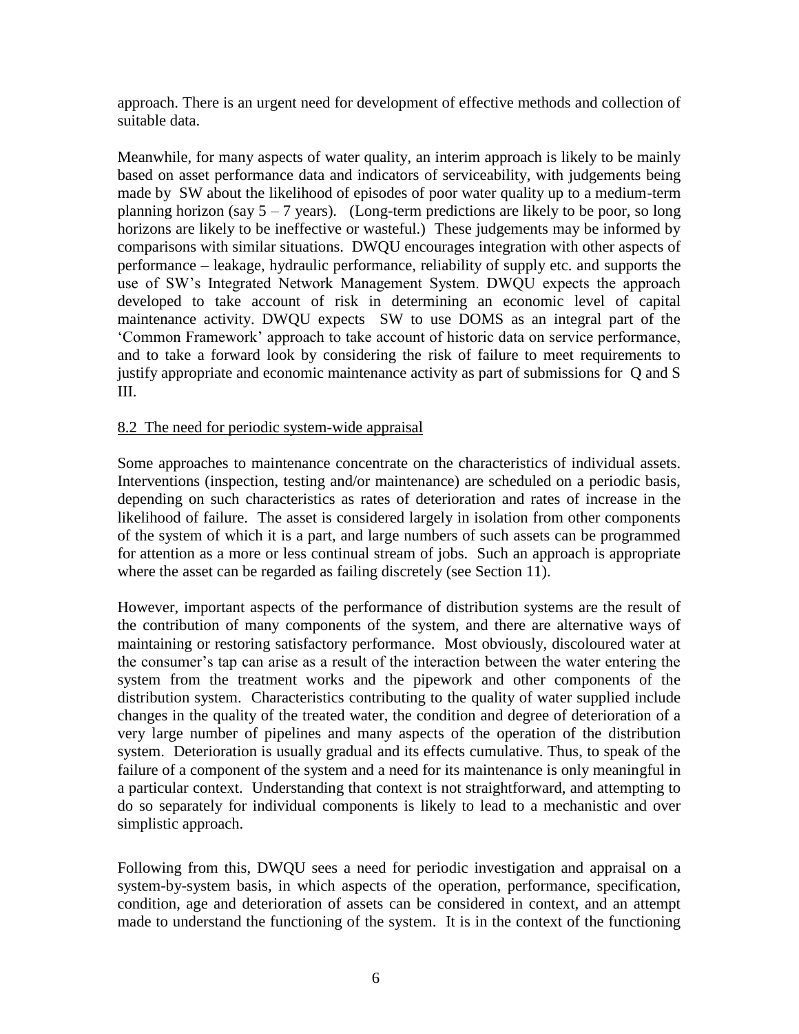approach. There is an urgent need for development of effective methods and collection of suitable data.

Meanwhile, for many aspects of water quality, an interim approach is likely to be mainly based on asset performance data and indicators of serviceability, with judgements being made by SW about the likelihood of episodes of poor water quality up to a medium-term planning horizon (say 5 – 7 years). (Long-term predictions are likely to be poor, so long horizons are likely to be ineffective or wasteful.) These judgements may be informed by comparisons with similar situations. DWQU encourages integration with other aspects of performance – leakage, hydraulic performance, reliability of supply etc. and supports the use of SW's Integrated Network Management System. DWQU expects the approach developed to take account of risk in determining an economic level of capital maintenance activity. DWQU expects SW to use DOMS as an integral part of the 'Common Framework' approach to take account of historic data on service performance, and to take a forward look by considering the risk of failure to meet requirements to justify appropriate and economic maintenance activity as part of submissions for Q and S III.

### 8.2 The need for periodic system-wide appraisal

Some approaches to maintenance concentrate on the characteristics of individual assets. Interventions (inspection, testing and/or maintenance) are scheduled on a periodic basis, depending on such characteristics as rates of deterioration and rates of increase in the likelihood of failure. The asset is considered largely in isolation from other components of the system of which it is a part, and large numbers of such assets can be programmed for attention as a more or less continual stream of jobs. Such an approach is appropriate where the asset can be regarded as failing discretely (see Section 11).

However, important aspects of the performance of distribution systems are the result of the contribution of many components of the system, and there are alternative ways of maintaining or restoring satisfactory performance. Most obviously, discoloured water at the consumer's tap can arise as a result of the interaction between the water entering the system from the treatment works and the pipework and other components of the distribution system. Characteristics contributing to the quality of water supplied include changes in the quality of the treated water, the condition and degree of deterioration of a very large number of pipelines and many aspects of the operation of the distribution system. Deterioration is usually gradual and its effects cumulative. Thus, to speak of the failure of a component of the system and a need for its maintenance is only meaningful in a particular context. Understanding that context is not straightforward, and attempting to do so separately for individual components is likely to lead to a mechanistic and over simplistic approach.

Following from this, DWQU sees a need for periodic investigation and appraisal on a system-by-system basis, in which aspects of the operation, performance, specification, condition, age and deterioration of assets can be considered in context, and an attempt made to understand the functioning of the system. It is in the context of the functioning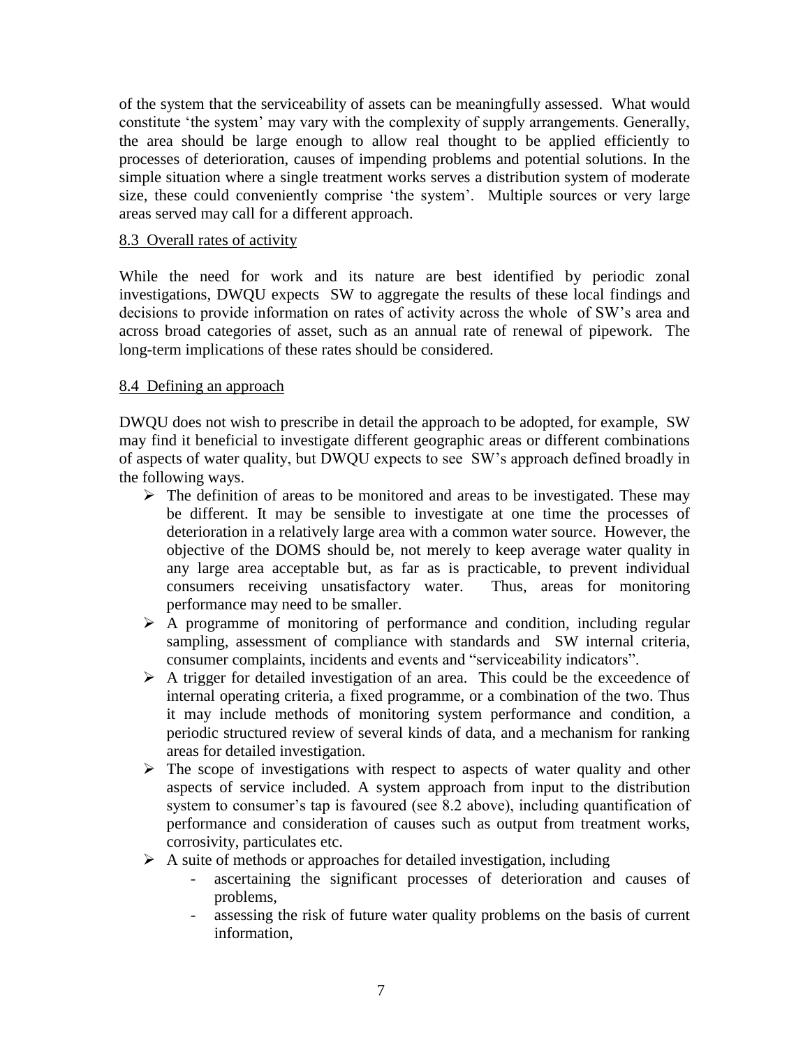of the system that the serviceability of assets can be meaningfully assessed. What would constitute 'the system' may vary with the complexity of supply arrangements. Generally, the area should be large enough to allow real thought to be applied efficiently to processes of deterioration, causes of impending problems and potential solutions. In the simple situation where a single treatment works serves a distribution system of moderate size, these could conveniently comprise 'the system'. Multiple sources or very large areas served may call for a different approach.

8.3 Overall rates of activity

While the need for work and its nature are best identified by periodic zonal investigations, DWQU expects SW to aggregate the results of these local findings and decisions to provide information on rates of activity across the whole of SW's area and across broad categories of asset, such as an annual rate of renewal of pipework. The long-term implications of these rates should be considered.

8.4 Defining an approach

DWQU does not wish to prescribe in detail the approach to be adopted, for example, SW may find it beneficial to investigate different geographic areas or different combinations of aspects of water quality, but DWQU expects to see SW's approach defined broadly in the following ways.

- The definition of areas to be monitored and areas to be investigated. These may be different. It may be sensible to investigate at one time the processes of deterioration in a relatively large area with a common water source. However, the objective of the DOMS should be, not merely to keep average water quality in any large area acceptable but, as far as is practicable, to prevent individual consumers receiving unsatisfactory water. Thus, areas for monitoring performance may need to be smaller.
- A programme of monitoring of performance and condition, including regular sampling, assessment of compliance with standards and SW internal criteria, consumer complaints, incidents and events and "serviceability indicators".
- A trigger for detailed investigation of an area. This could be the exceedence of internal operating criteria, a fixed programme, or a combination of the two. Thus it may include methods of monitoring system performance and condition, a periodic structured review of several kinds of data, and a mechanism for ranking areas for detailed investigation.
- The scope of investigations with respect to aspects of water quality and other aspects of service included. A system approach from input to the distribution system to consumer's tap is favoured (see 8.2 above), including quantification of performance and consideration of causes such as output from treatment works, corrosivity, particulates etc.
- A suite of methods or approaches for detailed investigation, including
  - ascertaining the significant processes of deterioration and causes of problems,
  - assessing the risk of future water quality problems on the basis of current information,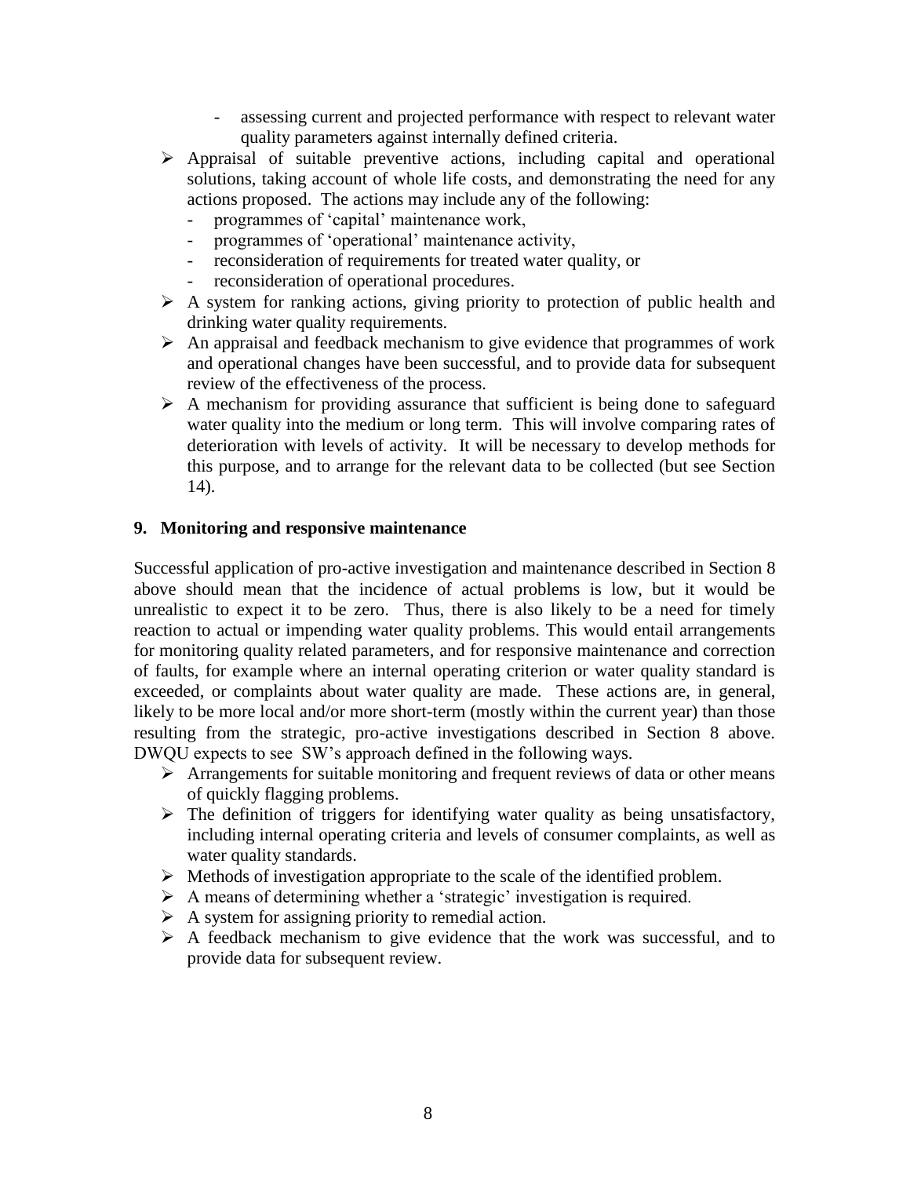- assessing current and projected performance with respect to relevant water quality parameters against internally defined criteria.
- Appraisal of suitable preventive actions, including capital and operational solutions, taking account of whole life costs, and demonstrating the need for any actions proposed. The actions may include any of the following:
  - programmes of 'capital' maintenance work,
  - programmes of 'operational' maintenance activity,
  - reconsideration of requirements for treated water quality, or
  - reconsideration of operational procedures.
- A system for ranking actions, giving priority to protection of public health and drinking water quality requirements.
- An appraisal and feedback mechanism to give evidence that programmes of work and operational changes have been successful, and to provide data for subsequent review of the effectiveness of the process.
- A mechanism for providing assurance that sufficient is being done to safeguard water quality into the medium or long term. This will involve comparing rates of deterioration with levels of activity. It will be necessary to develop methods for this purpose, and to arrange for the relevant data to be collected (but see Section 14).

## 9. Monitoring and responsive maintenance

Successful application of pro-active investigation and maintenance described in Section 8 above should mean that the incidence of actual problems is low, but it would be unrealistic to expect it to be zero. Thus, there is also likely to be a need for timely reaction to actual or impending water quality problems. This would entail arrangements for monitoring quality related parameters, and for responsive maintenance and correction of faults, for example where an internal operating criterion or water quality standard is exceeded, or complaints about water quality are made. These actions are, in general, likely to be more local and/or more short-term (mostly within the current year) than those resulting from the strategic, pro-active investigations described in Section 8 above. DWQU expects to see SW's approach defined in the following ways.

- Arrangements for suitable monitoring and frequent reviews of data or other means of quickly flagging problems.
- The definition of triggers for identifying water quality as being unsatisfactory, including internal operating criteria and levels of consumer complaints, as well as water quality standards.
- Methods of investigation appropriate to the scale of the identified problem.
- A means of determining whether a 'strategic' investigation is required.
- A system for assigning priority to remedial action.
- A feedback mechanism to give evidence that the work was successful, and to provide data for subsequent review.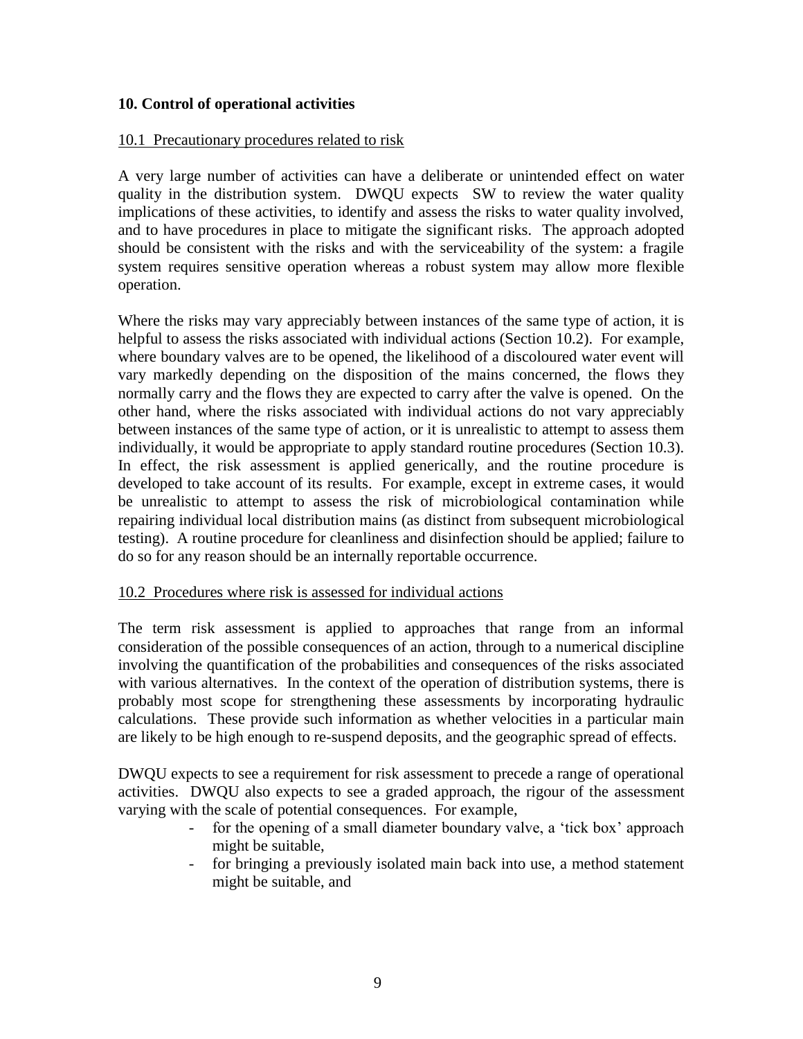## 10. Control of operational activities

### 10.1 Precautionary procedures related to risk

A very large number of activities can have a deliberate or unintended effect on water quality in the distribution system. DWQU expects SW to review the water quality implications of these activities, to identify and assess the risks to water quality involved, and to have procedures in place to mitigate the significant risks. The approach adopted should be consistent with the risks and with the serviceability of the system: a fragile system requires sensitive operation whereas a robust system may allow more flexible operation.

Where the risks may vary appreciably between instances of the same type of action, it is helpful to assess the risks associated with individual actions (Section 10.2). For example, where boundary valves are to be opened, the likelihood of a discoloured water event will vary markedly depending on the disposition of the mains concerned, the flows they normally carry and the flows they are expected to carry after the valve is opened. On the other hand, where the risks associated with individual actions do not vary appreciably between instances of the same type of action, or it is unrealistic to attempt to assess them individually, it would be appropriate to apply standard routine procedures (Section 10.3). In effect, the risk assessment is applied generically, and the routine procedure is developed to take account of its results. For example, except in extreme cases, it would be unrealistic to attempt to assess the risk of microbiological contamination while repairing individual local distribution mains (as distinct from subsequent microbiological testing). A routine procedure for cleanliness and disinfection should be applied; failure to do so for any reason should be an internally reportable occurrence.

### 10.2 Procedures where risk is assessed for individual actions

The term risk assessment is applied to approaches that range from an informal consideration of the possible consequences of an action, through to a numerical discipline involving the quantification of the probabilities and consequences of the risks associated with various alternatives. In the context of the operation of distribution systems, there is probably most scope for strengthening these assessments by incorporating hydraulic calculations. These provide such information as whether velocities in a particular main are likely to be high enough to re-suspend deposits, and the geographic spread of effects.

DWQU expects to see a requirement for risk assessment to precede a range of operational activities. DWQU also expects to see a graded approach, the rigour of the assessment varying with the scale of potential consequences. For example,

- for the opening of a small diameter boundary valve, a 'tick box' approach might be suitable,
- for bringing a previously isolated main back into use, a method statement might be suitable, and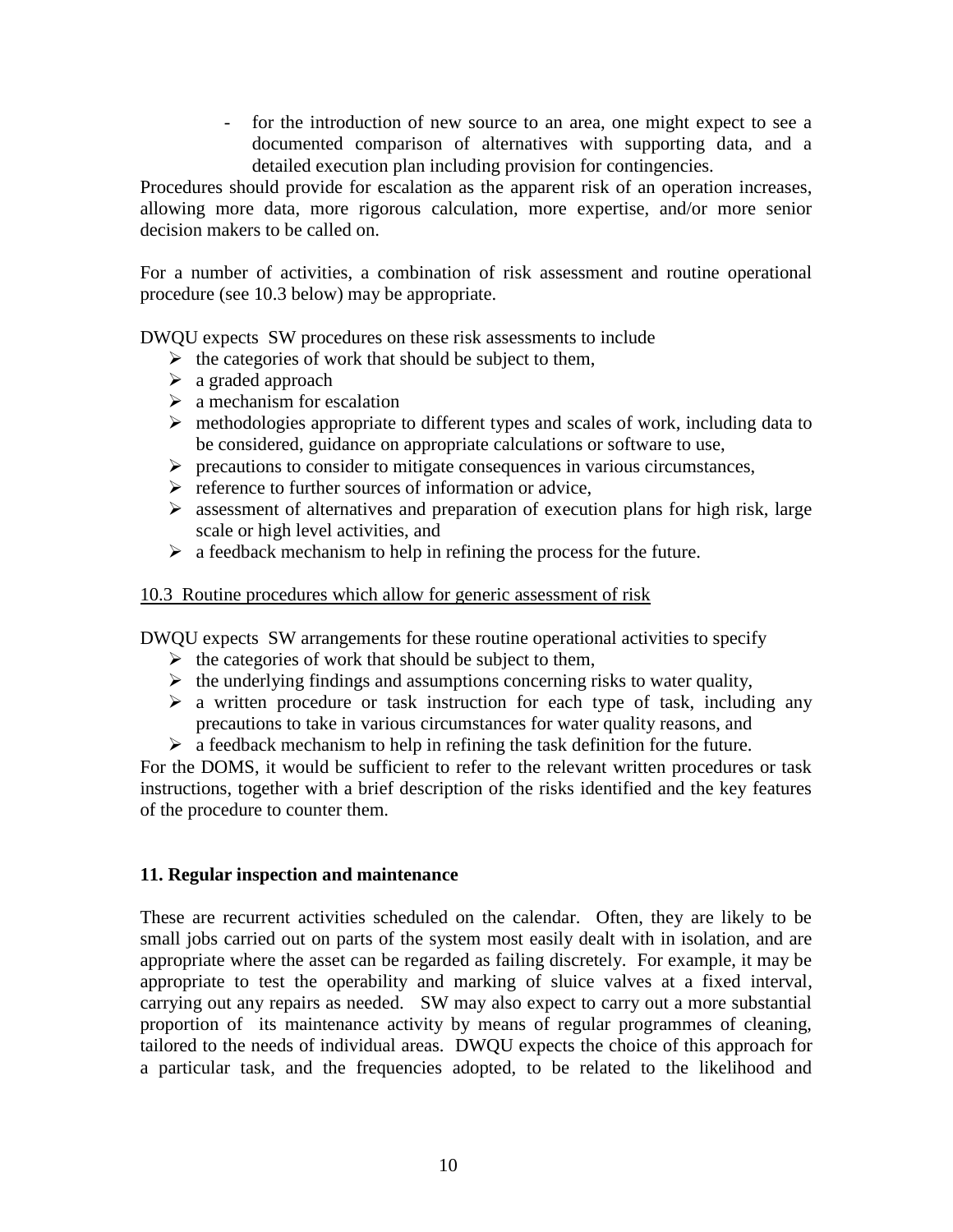- for the introduction of new source to an area, one might expect to see a documented comparison of alternatives with supporting data, and a detailed execution plan including provision for contingencies.

Procedures should provide for escalation as the apparent risk of an operation increases, allowing more data, more rigorous calculation, more expertise, and/or more senior decision makers to be called on.

For a number of activities, a combination of risk assessment and routine operational procedure (see 10.3 below) may be appropriate.

DWQU expects SW procedures on these risk assessments to include

- the categories of work that should be subject to them,
- a graded approach
- a mechanism for escalation
- methodologies appropriate to different types and scales of work, including data to be considered, guidance on appropriate calculations or software to use,
- precautions to consider to mitigate consequences in various circumstances,
- reference to further sources of information or advice,
- assessment of alternatives and preparation of execution plans for high risk, large scale or high level activities, and
- a feedback mechanism to help in refining the process for the future.

10.3 Routine procedures which allow for generic assessment of risk

DWQU expects SW arrangements for these routine operational activities to specify

- the categories of work that should be subject to them,
- the underlying findings and assumptions concerning risks to water quality,
- a written procedure or task instruction for each type of task, including any precautions to take in various circumstances for water quality reasons, and
- a feedback mechanism to help in refining the task definition for the future.

For the DOMS, it would be sufficient to refer to the relevant written procedures or task instructions, together with a brief description of the risks identified and the key features of the procedure to counter them.

**11. Regular inspection and maintenance**

These are recurrent activities scheduled on the calendar. Often, they are likely to be small jobs carried out on parts of the system most easily dealt with in isolation, and are appropriate where the asset can be regarded as failing discretely. For example, it may be appropriate to test the operability and marking of sluice valves at a fixed interval, carrying out any repairs as needed. SW may also expect to carry out a more substantial proportion of its maintenance activity by means of regular programmes of cleaning, tailored to the needs of individual areas. DWQU expects the choice of this approach for a particular task, and the frequencies adopted, to be related to the likelihood and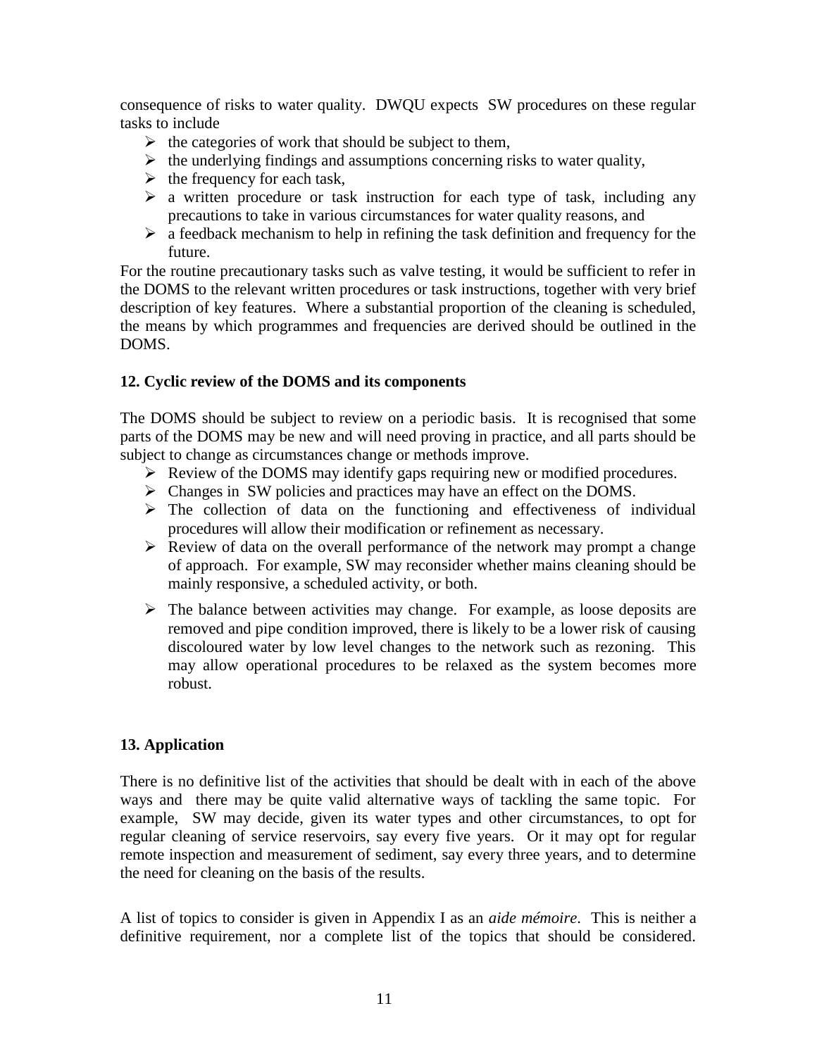consequence of risks to water quality. DWQU expects SW procedures on these regular tasks to include

- the categories of work that should be subject to them,
- the underlying findings and assumptions concerning risks to water quality,
- the frequency for each task,
- a written procedure or task instruction for each type of task, including any precautions to take in various circumstances for water quality reasons, and
- a feedback mechanism to help in refining the task definition and frequency for the future.

For the routine precautionary tasks such as valve testing, it would be sufficient to refer in the DOMS to the relevant written procedures or task instructions, together with very brief description of key features. Where a substantial proportion of the cleaning is scheduled, the means by which programmes and frequencies are derived should be outlined in the DOMS.

**12. Cyclic review of the DOMS and its components**

The DOMS should be subject to review on a periodic basis. It is recognised that some parts of the DOMS may be new and will need proving in practice, and all parts should be subject to change as circumstances change or methods improve.

- Review of the DOMS may identify gaps requiring new or modified procedures.
- Changes in SW policies and practices may have an effect on the DOMS.
- The collection of data on the functioning and effectiveness of individual procedures will allow their modification or refinement as necessary.
- Review of data on the overall performance of the network may prompt a change of approach. For example, SW may reconsider whether mains cleaning should be mainly responsive, a scheduled activity, or both.
- The balance between activities may change. For example, as loose deposits are removed and pipe condition improved, there is likely to be a lower risk of causing discoloured water by low level changes to the network such as rezoning. This may allow operational procedures to be relaxed as the system becomes more robust.

**13. Application**

There is no definitive list of the activities that should be dealt with in each of the above ways and there may be quite valid alternative ways of tackling the same topic. For example, SW may decide, given its water types and other circumstances, to opt for regular cleaning of service reservoirs, say every five years. Or it may opt for regular remote inspection and measurement of sediment, say every three years, and to determine the need for cleaning on the basis of the results.

A list of topics to consider is given in Appendix I as an *aide mémoire*. This is neither a definitive requirement, nor a complete list of the topics that should be considered.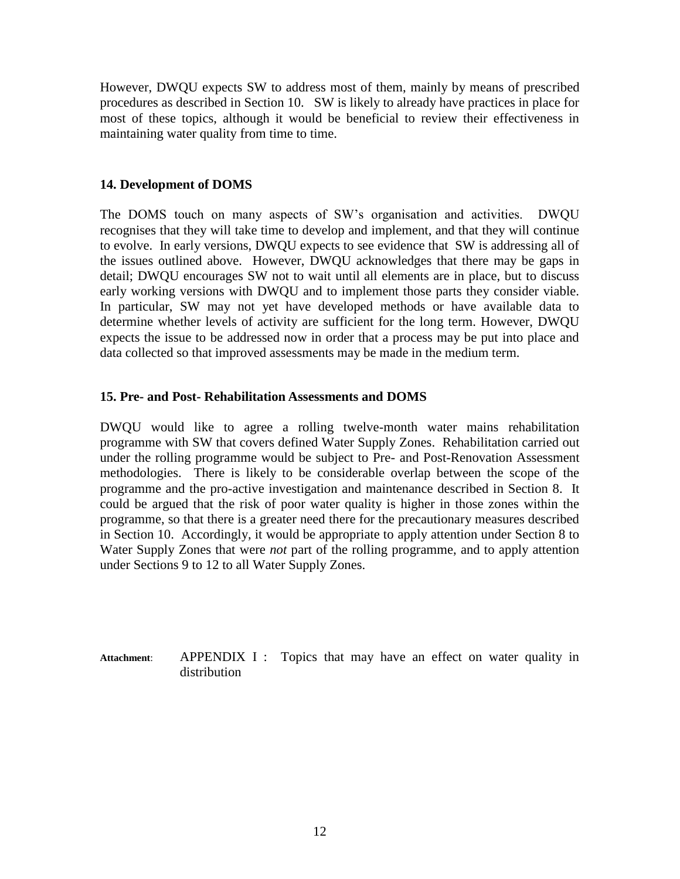However, DWQU expects SW to address most of them, mainly by means of prescribed procedures as described in Section 10. SW is likely to already have practices in place for most of these topics, although it would be beneficial to review their effectiveness in maintaining water quality from time to time.

## 14. Development of DOMS

The DOMS touch on many aspects of SW's organisation and activities. DWQU recognises that they will take time to develop and implement, and that they will continue to evolve. In early versions, DWQU expects to see evidence that SW is addressing all of the issues outlined above. However, DWQU acknowledges that there may be gaps in detail; DWQU encourages SW not to wait until all elements are in place, but to discuss early working versions with DWQU and to implement those parts they consider viable. In particular, SW may not yet have developed methods or have available data to determine whether levels of activity are sufficient for the long term. However, DWQU expects the issue to be addressed now in order that a process may be put into place and data collected so that improved assessments may be made in the medium term.

## 15. Pre- and Post- Rehabilitation Assessments and DOMS

DWQU would like to agree a rolling twelve-month water mains rehabilitation programme with SW that covers defined Water Supply Zones. Rehabilitation carried out under the rolling programme would be subject to Pre- and Post-Renovation Assessment methodologies. There is likely to be considerable overlap between the scope of the programme and the pro-active investigation and maintenance described in Section 8. It could be argued that the risk of poor water quality is higher in those zones within the programme, so that there is a greater need there for the precautionary measures described in Section 10. Accordingly, it would be appropriate to apply attention under Section 8 to Water Supply Zones that were *not* part of the rolling programme, and to apply attention under Sections 9 to 12 to all Water Supply Zones.

**Attachment**: APPENDIX I : Topics that may have an effect on water quality in distribution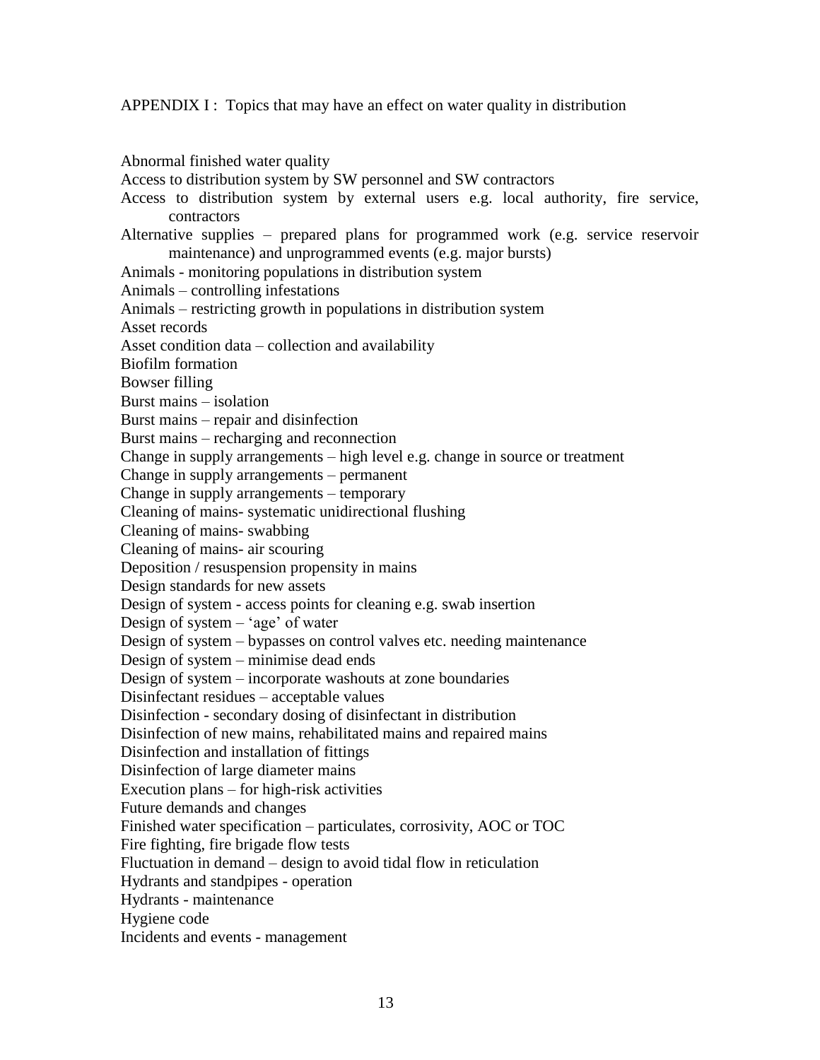APPENDIX I : Topics that may have an effect on water quality in distribution

Abnormal finished water quality
Access to distribution system by SW personnel and SW contractors
Access to distribution system by external users e.g. local authority, fire service, contractors
Alternative supplies – prepared plans for programmed work (e.g. service reservoir maintenance) and unprogrammed events (e.g. major bursts)
Animals - monitoring populations in distribution system
Animals – controlling infestations
Animals – restricting growth in populations in distribution system
Asset records
Asset condition data – collection and availability
Biofilm formation
Bowser filling
Burst mains – isolation
Burst mains – repair and disinfection
Burst mains – recharging and reconnection
Change in supply arrangements – high level e.g. change in source or treatment
Change in supply arrangements – permanent
Change in supply arrangements – temporary
Cleaning of mains- systematic unidirectional flushing
Cleaning of mains- swabbing
Cleaning of mains- air scouring
Deposition / resuspension propensity in mains
Design standards for new assets
Design of system - access points for cleaning e.g. swab insertion
Design of system – 'age' of water
Design of system – bypasses on control valves etc. needing maintenance
Design of system – minimise dead ends
Design of system – incorporate washouts at zone boundaries
Disinfectant residues – acceptable values
Disinfection - secondary dosing of disinfectant in distribution
Disinfection of new mains, rehabilitated mains and repaired mains
Disinfection and installation of fittings
Disinfection of large diameter mains
Execution plans – for high-risk activities
Future demands and changes
Finished water specification – particulates, corrosivity, AOC or TOC
Fire fighting, fire brigade flow tests
Fluctuation in demand – design to avoid tidal flow in reticulation
Hydrants and standpipes - operation
Hydrants - maintenance
Hygiene code
Incidents and events - management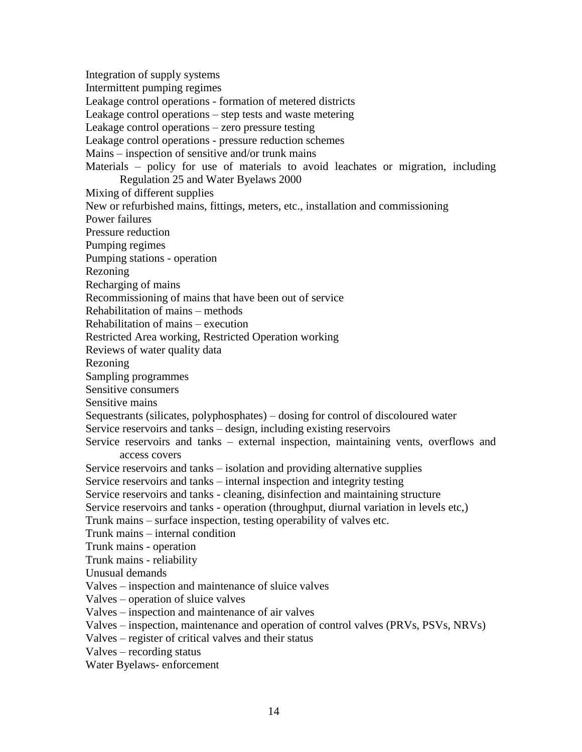Integration of supply systems

Intermittent pumping regimes

Leakage control operations - formation of metered districts

Leakage control operations – step tests and waste metering

Leakage control operations – zero pressure testing

Leakage control operations - pressure reduction schemes

Mains – inspection of sensitive and/or trunk mains

Materials – policy for use of materials to avoid leachates or migration, including Regulation 25 and Water Byelaws 2000

Mixing of different supplies

New or refurbished mains, fittings, meters, etc., installation and commissioning

Power failures

Pressure reduction

Pumping regimes

Pumping stations - operation

Rezoning

Recharging of mains

Recommissioning of mains that have been out of service

Rehabilitation of mains – methods

Rehabilitation of mains – execution

Restricted Area working, Restricted Operation working

Reviews of water quality data

Rezoning

Sampling programmes

Sensitive consumers

Sensitive mains

Sequestrants (silicates, polyphosphates) – dosing for control of discoloured water

Service reservoirs and tanks – design, including existing reservoirs

Service reservoirs and tanks – external inspection, maintaining vents, overflows and access covers

Service reservoirs and tanks – isolation and providing alternative supplies

Service reservoirs and tanks – internal inspection and integrity testing

Service reservoirs and tanks - cleaning, disinfection and maintaining structure

Service reservoirs and tanks - operation (throughput, diurnal variation in levels etc,)

Trunk mains – surface inspection, testing operability of valves etc.

Trunk mains – internal condition

Trunk mains - operation

Trunk mains - reliability

Unusual demands

Valves – inspection and maintenance of sluice valves

Valves – operation of sluice valves

Valves – inspection and maintenance of air valves

Valves – inspection, maintenance and operation of control valves (PRVs, PSVs, NRVs)

Valves – register of critical valves and their status

Valves – recording status

Water Byelaws- enforcement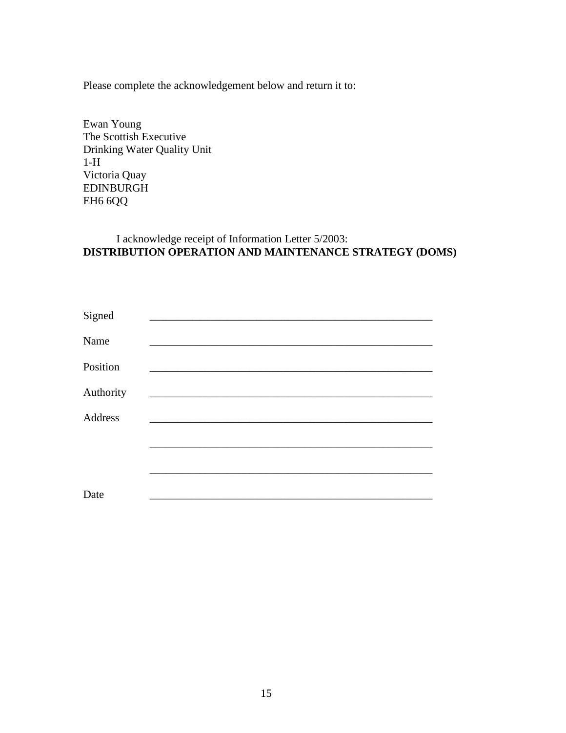Please complete the acknowledgement below and return it to:

Ewan Young  
The Scottish Executive  
Drinking Water Quality Unit  
1-H  
Victoria Quay  
EDINBURGH  
EH6 6QQ

I acknowledge receipt of Information Letter 5/2003:  
**DISTRIBUTION OPERATION AND MAINTENANCE STRATEGY (DOMS)**

Signed ____________________________________________________

Name ____________________________________________________

Position ____________________________________________________

Authority ____________________________________________________

Address ____________________________________________________

____________________________________________________

____________________________________________________

Date ____________________________________________________